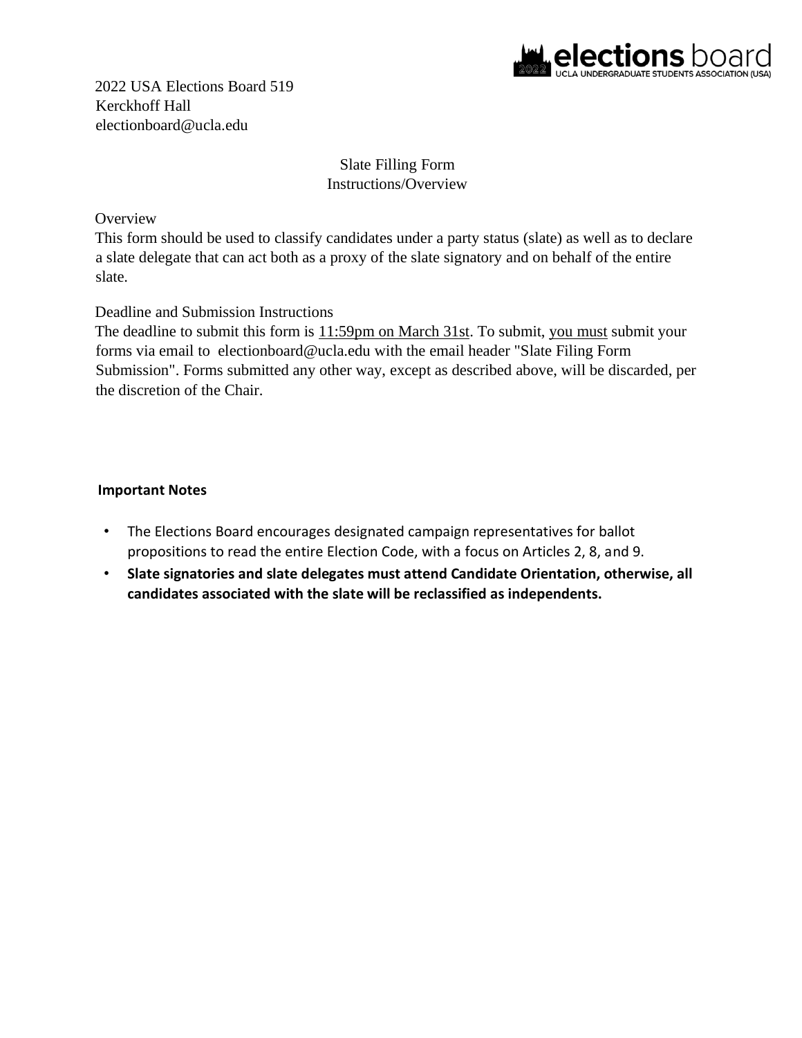elections board
UCLA UNDERGRADUATE STUDENTS ASSOCIATION (USA)

2022 USA Elections Board 519
Kerckhoff Hall
electionboard@ucla.edu

# Slate Filling Form
## Instructions/Overview

### Overview

This form should be used to classify candidates under a party status (slate) as well as to declare a slate delegate that can act both as a proxy of the slate signatory and on behalf of the entire slate.

### Deadline and Submission Instructions

The deadline to submit this form is 11:59pm on March 31st. To submit, you must submit your forms via email to electionboard@ucla.edu with the email header "Slate Filing Form Submission". Forms submitted any other way, except as described above, will be discarded, per the discretion of the Chair.

### Important Notes

- The Elections Board encourages designated campaign representatives for ballot propositions to read the entire Election Code, with a focus on Articles 2, 8, and 9.
- **Slate signatories and slate delegates must attend Candidate Orientation, otherwise, all candidates associated with the slate will be reclassified as independents.**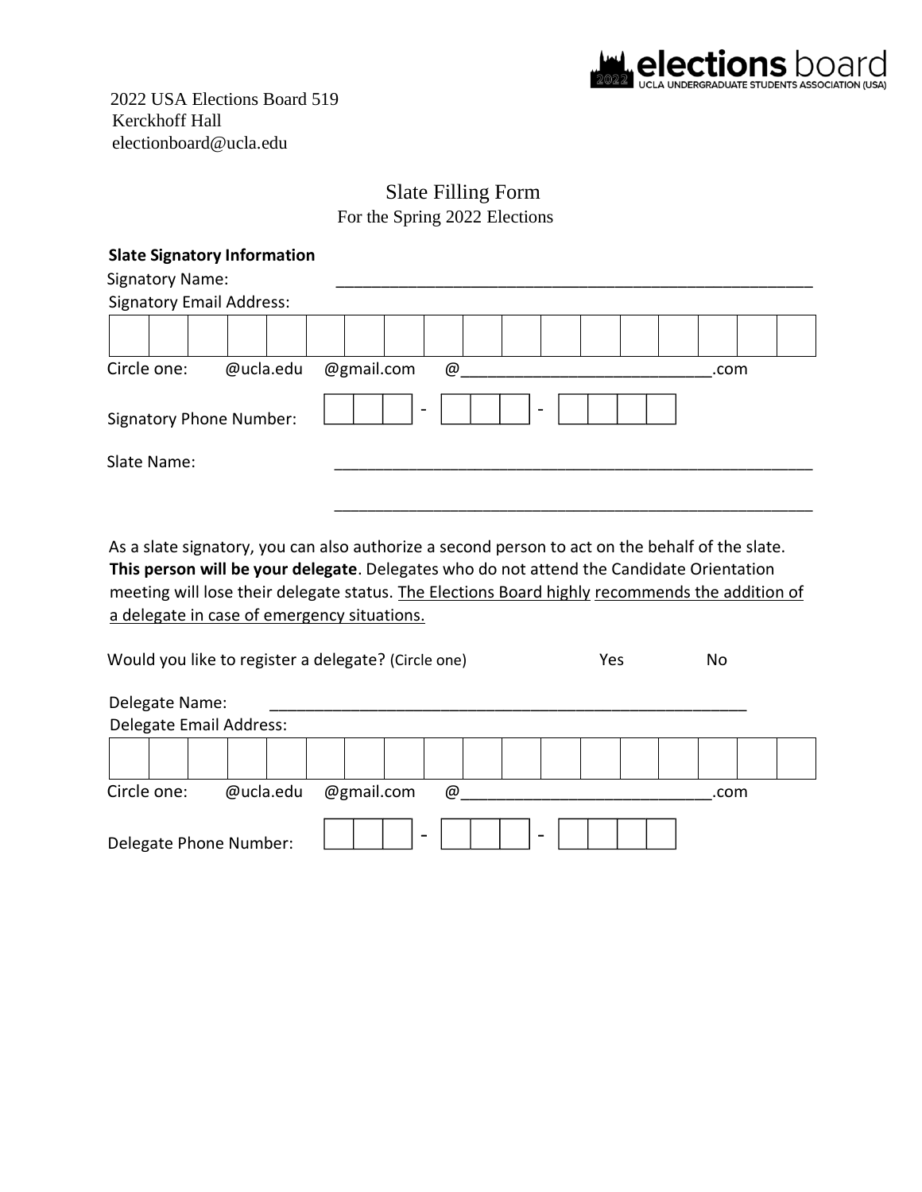**elections board** 2022 UCLA UNDERGRADUATE STUDENTS ASSOCIATION (USA)

2022 USA Elections Board 519
Kerckhoff Hall
electionboard@ucla.edu

# Slate Filling Form

For the Spring 2022 Elections

**Slate Signatory Information**

Signatory Name: ________________________________________________

Signatory Email Address:

| | | | | | | | | | | | | | | | | | |
|---|---|---|---|---|---|---|---|---|---|---|---|---|---|---|---|---|---|
| | | | | | | | | | | | | | | | | | |

Circle one: @ucla.edu @gmail.com @__________________________.com

Signatory Phone Number: ☐☐☐ - ☐☐☐ - ☐☐☐☐

Slate Name: ________________________________________________

________________________________________________

As a slate signatory, you can also authorize a second person to act on the behalf of the slate. **This person will be your delegate**. Delegates who do not attend the Candidate Orientation meeting will lose their delegate status. <u>The Elections Board highly recommends the addition of a delegate in case of emergency situations.</u>

Would you like to register a delegate? (Circle one) Yes No

Delegate Name: ________________________________________________

Delegate Email Address:

| | | | | | | | | | | | | | | | | | |
|---|---|---|---|---|---|---|---|---|---|---|---|---|---|---|---|---|---|
| | | | | | | | | | | | | | | | | | |

Circle one: @ucla.edu @gmail.com @__________________________.com

Delegate Phone Number: ☐☐☐ - ☐☐☐ - ☐☐☐☐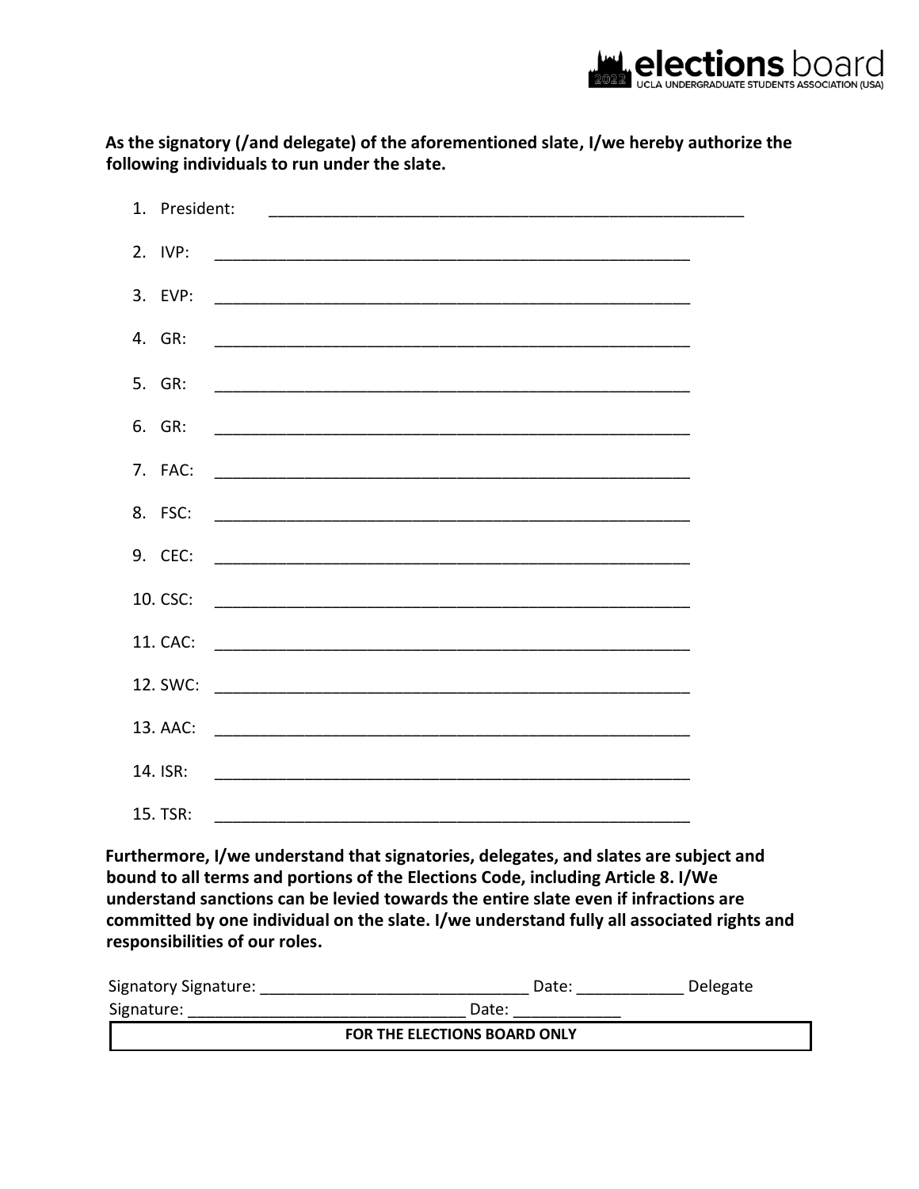**As the signatory (/and delegate) of the aforementioned slate, I/we hereby authorize the following individuals to run under the slate.**

1. President: _______________________________________________________
2. IVP: _______________________________________________________
3. EVP: _______________________________________________________
4. GR: _______________________________________________________
5. GR: _______________________________________________________
6. GR: _______________________________________________________
7. FAC: _______________________________________________________
8. FSC: _______________________________________________________
9. CEC: _______________________________________________________
10. CSC: _______________________________________________________
11. CAC: _______________________________________________________
12. SWC: _______________________________________________________
13. AAC: _______________________________________________________
14. ISR: _______________________________________________________
15. TSR: _______________________________________________________

**Furthermore, I/we understand that signatories, delegates, and slates are subject and bound to all terms and portions of the Elections Code, including Article 8. I/We understand sanctions can be levied towards the entire slate even if infractions are committed by one individual on the slate. I/we understand fully all associated rights and responsibilities of our roles.**

Signatory Signature: ______________________________ Date: ____________ Delegate Signature: _______________________________ Date: ____________

| **FOR THE ELECTIONS BOARD ONLY** |
| --- |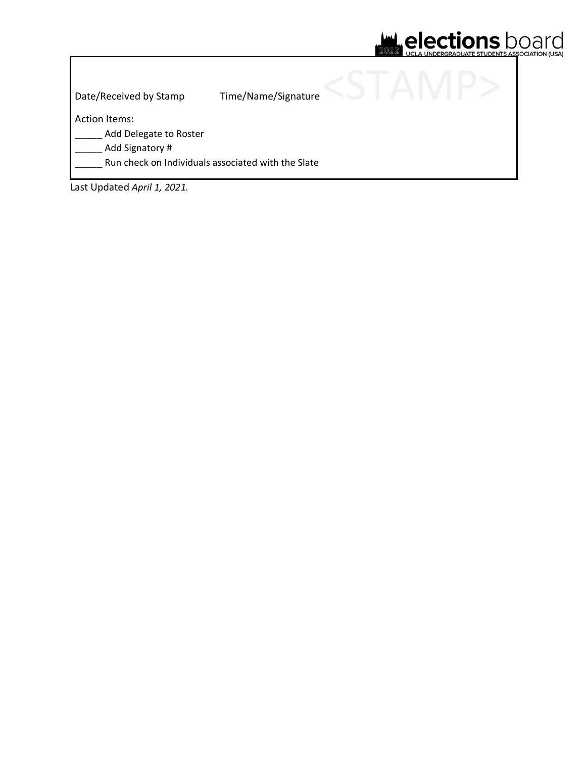Date/Received by Stamp Time/Name/Signature <STAMP>

Action Items:

_____ Add Delegate to Roster

_____ Add Signatory #

_____ Run check on Individuals associated with the Slate

Last Updated *April 1, 2021.*